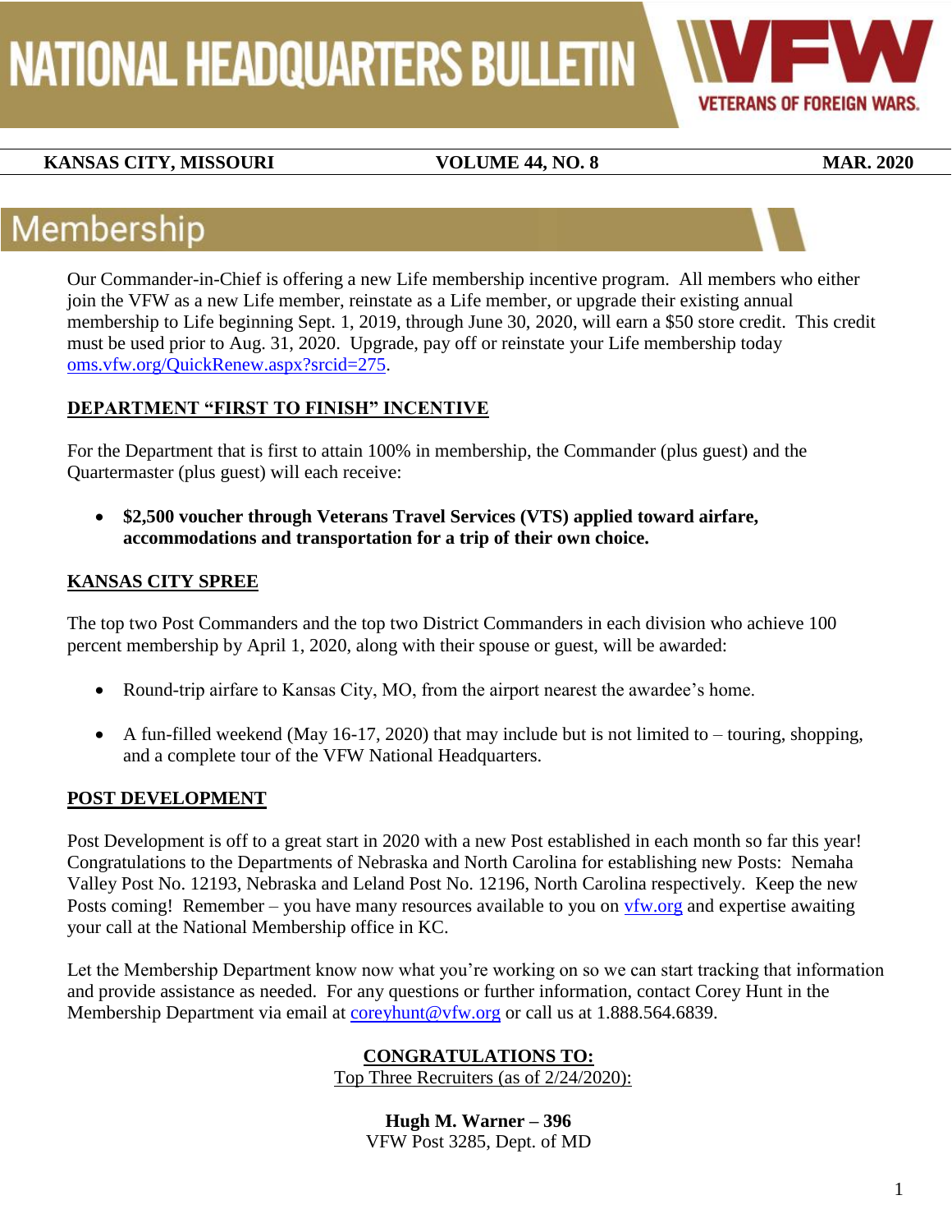# NATIONAL HEADQUARTERS BULLETIN

VFW VETERANS OF FOREIGN WARS.

**KANSAS CITY, MISSOURI** | **VOLUME 44, NO. 8** | **MAR. 2020**

## Membership

Our Commander-in-Chief is offering a new Life membership incentive program. All members who either join the VFW as a new Life member, reinstate as a Life member, or upgrade their existing annual membership to Life beginning Sept. 1, 2019, through June 30, 2020, will earn a $50 store credit. This credit must be used prior to Aug. 31, 2020. Upgrade, pay off or reinstate your Life membership today oms.vfw.org/QuickRenew.aspx?srcid=275.

### DEPARTMENT "FIRST TO FINISH" INCENTIVE

For the Department that is first to attain 100% in membership, the Commander (plus guest) and the Quartermaster (plus guest) will each receive:

- **$2,500 voucher through Veterans Travel Services (VTS) applied toward airfare, accommodations and transportation for a trip of their own choice.**

### KANSAS CITY SPREE

The top two Post Commanders and the top two District Commanders in each division who achieve 100 percent membership by April 1, 2020, along with their spouse or guest, will be awarded:

- Round-trip airfare to Kansas City, MO, from the airport nearest the awardee's home.
- A fun-filled weekend (May 16-17, 2020) that may include but is not limited to – touring, shopping, and a complete tour of the VFW National Headquarters.

### POST DEVELOPMENT

Post Development is off to a great start in 2020 with a new Post established in each month so far this year! Congratulations to the Departments of Nebraska and North Carolina for establishing new Posts: Nemaha Valley Post No. 12193, Nebraska and Leland Post No. 12196, North Carolina respectively. Keep the new Posts coming! Remember – you have many resources available to you on vfw.org and expertise awaiting your call at the National Membership office in KC.

Let the Membership Department know now what you're working on so we can start tracking that information and provide assistance as needed. For any questions or further information, contact Corey Hunt in the Membership Department via email at coreyhunt@vfw.org or call us at 1.888.564.6839.

**CONGRATULATIONS TO:**
Top Three Recruiters (as of 2/24/2020):

**Hugh M. Warner – 396**
VFW Post 3285, Dept. of MD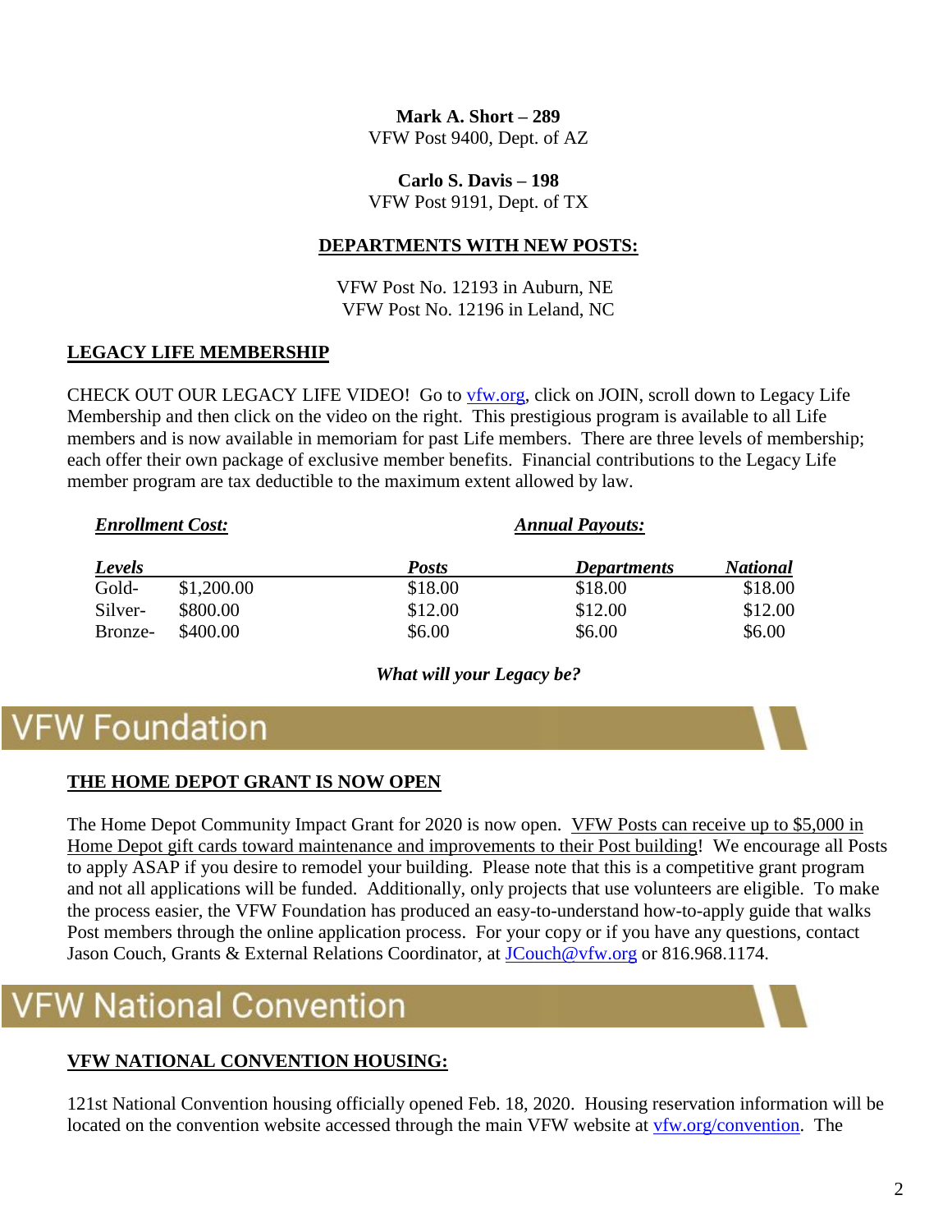**Mark A. Short – 289**
VFW Post 9400, Dept. of AZ

**Carlo S. Davis – 198**
VFW Post 9191, Dept. of TX

**DEPARTMENTS WITH NEW POSTS:**

VFW Post No. 12193 in Auburn, NE
VFW Post No. 12196 in Leland, NC

**LEGACY LIFE MEMBERSHIP**

CHECK OUT OUR LEGACY LIFE VIDEO! Go to vfw.org, click on JOIN, scroll down to Legacy Life Membership and then click on the video on the right. This prestigious program is available to all Life members and is now available in memoriam for past Life members. There are three levels of membership; each offer their own package of exclusive member benefits. Financial contributions to the Legacy Life member program are tax deductible to the maximum extent allowed by law.

| ***Enrollment Cost:*** | | ***Annual Payouts:*** | | |
|---|---|---|---|---|
| ***Levels*** | | ***Posts*** | ***Departments*** | ***National*** |
| Gold- | $1,200.00 | $18.00 | $18.00 | $18.00 |
| Silver- | $800.00 | $12.00 | $12.00 | $12.00 |
| Bronze- | $400.00 | $6.00 | $6.00 | $6.00 |

***What will your Legacy be?***

# VFW Foundation

**THE HOME DEPOT GRANT IS NOW OPEN**

The Home Depot Community Impact Grant for 2020 is now open. VFW Posts can receive up to $5,000 in Home Depot gift cards toward maintenance and improvements to their Post building! We encourage all Posts to apply ASAP if you desire to remodel your building. Please note that this is a competitive grant program and not all applications will be funded. Additionally, only projects that use volunteers are eligible. To make the process easier, the VFW Foundation has produced an easy-to-understand how-to-apply guide that walks Post members through the online application process. For your copy or if you have any questions, contact Jason Couch, Grants & External Relations Coordinator, at JCouch@vfw.org or 816.968.1174.

# VFW National Convention

**VFW NATIONAL CONVENTION HOUSING:**

121st National Convention housing officially opened Feb. 18, 2020. Housing reservation information will be located on the convention website accessed through the main VFW website at vfw.org/convention. The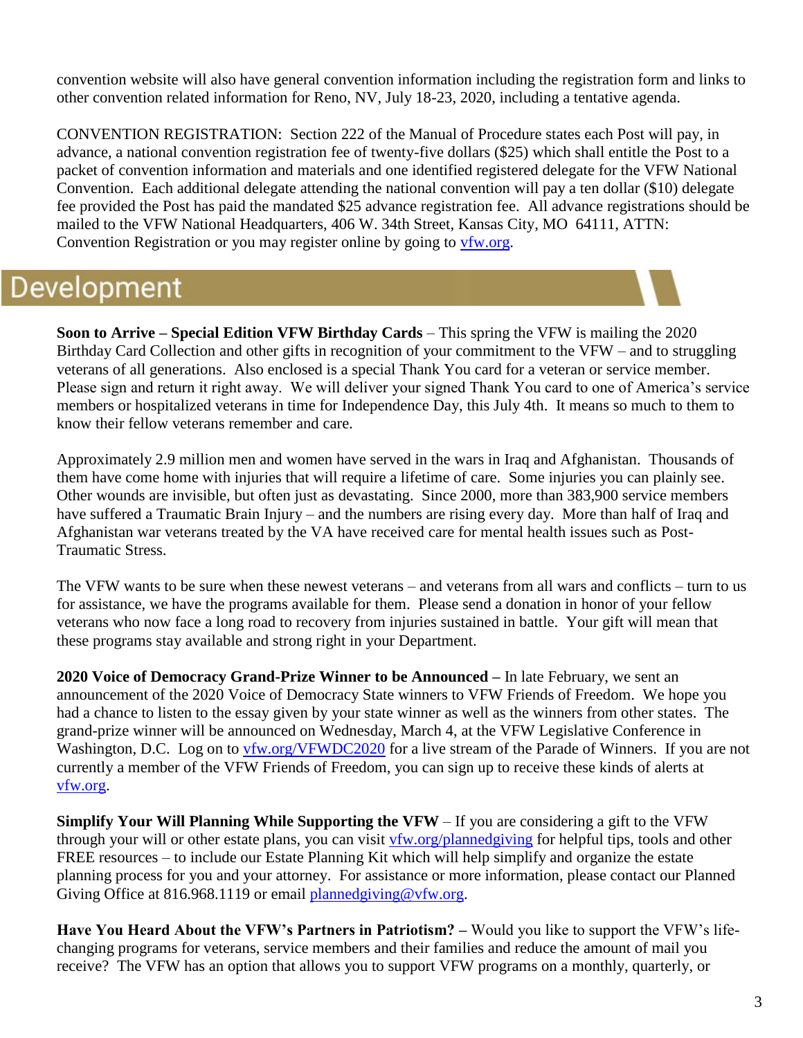convention website will also have general convention information including the registration form and links to other convention related information for Reno, NV, July 18-23, 2020, including a tentative agenda.

CONVENTION REGISTRATION: Section 222 of the Manual of Procedure states each Post will pay, in advance, a national convention registration fee of twenty-five dollars ($25) which shall entitle the Post to a packet of convention information and materials and one identified registered delegate for the VFW National Convention. Each additional delegate attending the national convention will pay a ten dollar ($10) delegate fee provided the Post has paid the mandated $25 advance registration fee. All advance registrations should be mailed to the VFW National Headquarters, 406 W. 34th Street, Kansas City, MO 64111, ATTN: Convention Registration or you may register online by going to vfw.org.

# Development

**Soon to Arrive – Special Edition VFW Birthday Cards** – This spring the VFW is mailing the 2020 Birthday Card Collection and other gifts in recognition of your commitment to the VFW – and to struggling veterans of all generations. Also enclosed is a special Thank You card for a veteran or service member. Please sign and return it right away. We will deliver your signed Thank You card to one of America's service members or hospitalized veterans in time for Independence Day, this July 4th. It means so much to them to know their fellow veterans remember and care.

Approximately 2.9 million men and women have served in the wars in Iraq and Afghanistan. Thousands of them have come home with injuries that will require a lifetime of care. Some injuries you can plainly see. Other wounds are invisible, but often just as devastating. Since 2000, more than 383,900 service members have suffered a Traumatic Brain Injury – and the numbers are rising every day. More than half of Iraq and Afghanistan war veterans treated by the VA have received care for mental health issues such as Post-Traumatic Stress.

The VFW wants to be sure when these newest veterans – and veterans from all wars and conflicts – turn to us for assistance, we have the programs available for them. Please send a donation in honor of your fellow veterans who now face a long road to recovery from injuries sustained in battle. Your gift will mean that these programs stay available and strong right in your Department.

**2020 Voice of Democracy Grand-Prize Winner to be Announced –** In late February, we sent an announcement of the 2020 Voice of Democracy State winners to VFW Friends of Freedom. We hope you had a chance to listen to the essay given by your state winner as well as the winners from other states. The grand-prize winner will be announced on Wednesday, March 4, at the VFW Legislative Conference in Washington, D.C. Log on to vfw.org/VFWDC2020 for a live stream of the Parade of Winners. If you are not currently a member of the VFW Friends of Freedom, you can sign up to receive these kinds of alerts at vfw.org.

**Simplify Your Will Planning While Supporting the VFW** – If you are considering a gift to the VFW through your will or other estate plans, you can visit vfw.org/plannedgiving for helpful tips, tools and other FREE resources – to include our Estate Planning Kit which will help simplify and organize the estate planning process for you and your attorney. For assistance or more information, please contact our Planned Giving Office at 816.968.1119 or email plannedgiving@vfw.org.

**Have You Heard About the VFW's Partners in Patriotism? –** Would you like to support the VFW's life-changing programs for veterans, service members and their families and reduce the amount of mail you receive? The VFW has an option that allows you to support VFW programs on a monthly, quarterly, or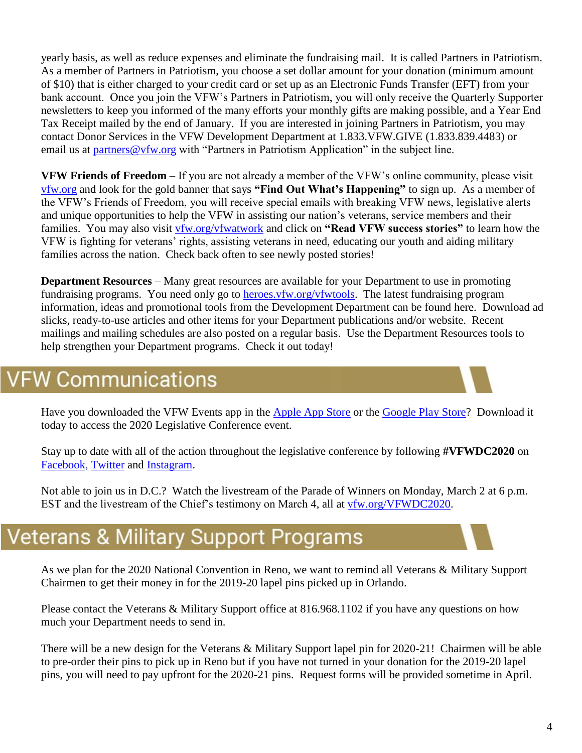yearly basis, as well as reduce expenses and eliminate the fundraising mail. It is called Partners in Patriotism. As a member of Partners in Patriotism, you choose a set dollar amount for your donation (minimum amount of $10) that is either charged to your credit card or set up as an Electronic Funds Transfer (EFT) from your bank account. Once you join the VFW's Partners in Patriotism, you will only receive the Quarterly Supporter newsletters to keep you informed of the many efforts your monthly gifts are making possible, and a Year End Tax Receipt mailed by the end of January. If you are interested in joining Partners in Patriotism, you may contact Donor Services in the VFW Development Department at 1.833.VFW.GIVE (1.833.839.4483) or email us at partners@vfw.org with "Partners in Patriotism Application" in the subject line.

**VFW Friends of Freedom** – If you are not already a member of the VFW's online community, please visit vfw.org and look for the gold banner that says **"Find Out What's Happening"** to sign up. As a member of the VFW's Friends of Freedom, you will receive special emails with breaking VFW news, legislative alerts and unique opportunities to help the VFW in assisting our nation's veterans, service members and their families. You may also visit vfw.org/vfwatwork and click on **"Read VFW success stories"** to learn how the VFW is fighting for veterans' rights, assisting veterans in need, educating our youth and aiding military families across the nation. Check back often to see newly posted stories!

**Department Resources** – Many great resources are available for your Department to use in promoting fundraising programs. You need only go to heroes.vfw.org/vfwtools. The latest fundraising program information, ideas and promotional tools from the Development Department can be found here. Download ad slicks, ready-to-use articles and other items for your Department publications and/or website. Recent mailings and mailing schedules are also posted on a regular basis. Use the Department Resources tools to help strengthen your Department programs. Check it out today!

## VFW Communications

Have you downloaded the VFW Events app in the Apple App Store or the Google Play Store? Download it today to access the 2020 Legislative Conference event.

Stay up to date with all of the action throughout the legislative conference by following **#VFWDC2020** on Facebook, Twitter and Instagram.

Not able to join us in D.C.? Watch the livestream of the Parade of Winners on Monday, March 2 at 6 p.m. EST and the livestream of the Chief's testimony on March 4, all at vfw.org/VFWDC2020.

## Veterans & Military Support Programs

As we plan for the 2020 National Convention in Reno, we want to remind all Veterans & Military Support Chairmen to get their money in for the 2019-20 lapel pins picked up in Orlando.

Please contact the Veterans & Military Support office at 816.968.1102 if you have any questions on how much your Department needs to send in.

There will be a new design for the Veterans & Military Support lapel pin for 2020-21! Chairmen will be able to pre-order their pins to pick up in Reno but if you have not turned in your donation for the 2019-20 lapel pins, you will need to pay upfront for the 2020-21 pins. Request forms will be provided sometime in April.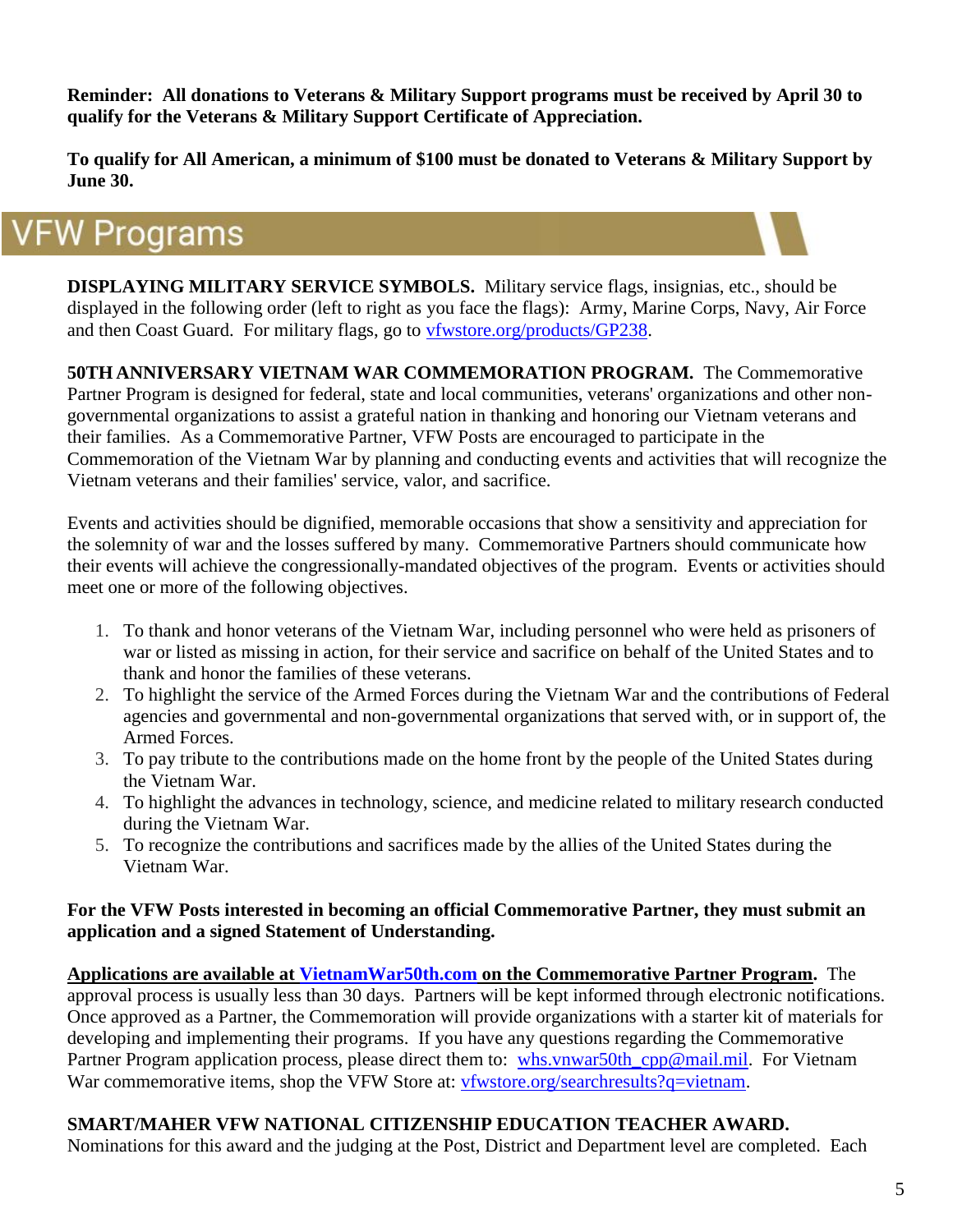**Reminder: All donations to Veterans & Military Support programs must be received by April 30 to qualify for the Veterans & Military Support Certificate of Appreciation.**

**To qualify for All American, a minimum of $100 must be donated to Veterans & Military Support by June 30.**

# VFW Programs

**DISPLAYING MILITARY SERVICE SYMBOLS.** Military service flags, insignias, etc., should be displayed in the following order (left to right as you face the flags): Army, Marine Corps, Navy, Air Force and then Coast Guard. For military flags, go to [vfwstore.org/products/GP238](vfwstore.org/products/GP238).

**50TH ANNIVERSARY VIETNAM WAR COMMEMORATION PROGRAM.** The Commemorative Partner Program is designed for federal, state and local communities, veterans' organizations and other non-governmental organizations to assist a grateful nation in thanking and honoring our Vietnam veterans and their families. As a Commemorative Partner, VFW Posts are encouraged to participate in the Commemoration of the Vietnam War by planning and conducting events and activities that will recognize the Vietnam veterans and their families' service, valor, and sacrifice.

Events and activities should be dignified, memorable occasions that show a sensitivity and appreciation for the solemnity of war and the losses suffered by many. Commemorative Partners should communicate how their events will achieve the congressionally-mandated objectives of the program. Events or activities should meet one or more of the following objectives.

1. To thank and honor veterans of the Vietnam War, including personnel who were held as prisoners of war or listed as missing in action, for their service and sacrifice on behalf of the United States and to thank and honor the families of these veterans.
2. To highlight the service of the Armed Forces during the Vietnam War and the contributions of Federal agencies and governmental and non-governmental organizations that served with, or in support of, the Armed Forces.
3. To pay tribute to the contributions made on the home front by the people of the United States during the Vietnam War.
4. To highlight the advances in technology, science, and medicine related to military research conducted during the Vietnam War.
5. To recognize the contributions and sacrifices made by the allies of the United States during the Vietnam War.

**For the VFW Posts interested in becoming an official Commemorative Partner, they must submit an application and a signed Statement of Understanding.**

**Applications are available at [VietnamWar50th.com](VietnamWar50th.com) on the Commemorative Partner Program.** The approval process is usually less than 30 days. Partners will be kept informed through electronic notifications. Once approved as a Partner, the Commemoration will provide organizations with a starter kit of materials for developing and implementing their programs. If you have any questions regarding the Commemorative Partner Program application process, please direct them to: [whs.vnwar50th_cpp@mail.mil](mailto:whs.vnwar50th_cpp@mail.mil). For Vietnam War commemorative items, shop the VFW Store at: [vfwstore.org/searchresults?q=vietnam](vfwstore.org/searchresults?q=vietnam).

**SMART/MAHER VFW NATIONAL CITIZENSHIP EDUCATION TEACHER AWARD.** Nominations for this award and the judging at the Post, District and Department level are completed. Each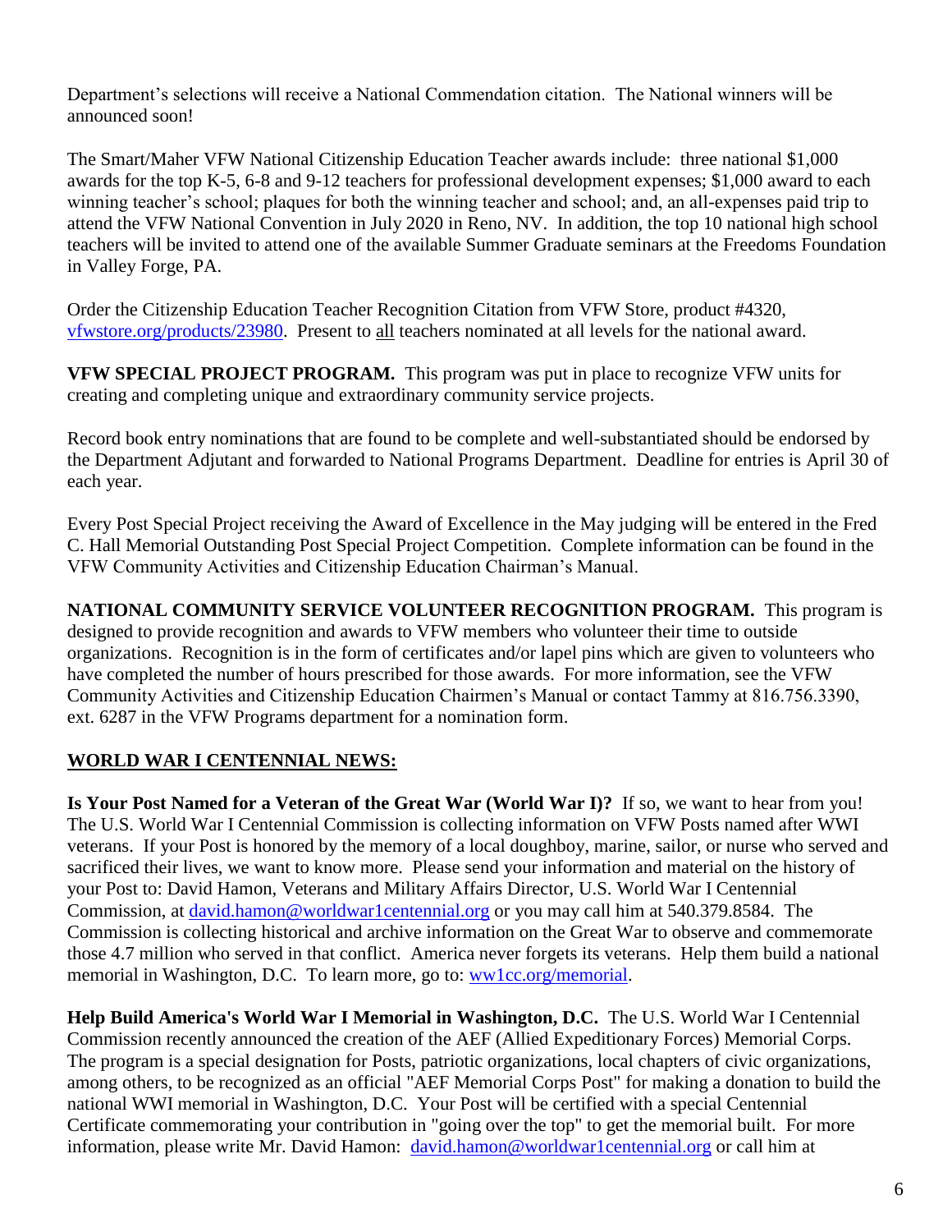Department's selections will receive a National Commendation citation. The National winners will be announced soon!

The Smart/Maher VFW National Citizenship Education Teacher awards include: three national $1,000 awards for the top K-5, 6-8 and 9-12 teachers for professional development expenses; $1,000 award to each winning teacher's school; plaques for both the winning teacher and school; and, an all-expenses paid trip to attend the VFW National Convention in July 2020 in Reno, NV. In addition, the top 10 national high school teachers will be invited to attend one of the available Summer Graduate seminars at the Freedoms Foundation in Valley Forge, PA.

Order the Citizenship Education Teacher Recognition Citation from VFW Store, product #4320, [vfwstore.org/products/23980](vfwstore.org/products/23980). Present to all teachers nominated at all levels for the national award.

**VFW SPECIAL PROJECT PROGRAM.** This program was put in place to recognize VFW units for creating and completing unique and extraordinary community service projects.

Record book entry nominations that are found to be complete and well-substantiated should be endorsed by the Department Adjutant and forwarded to National Programs Department. Deadline for entries is April 30 of each year.

Every Post Special Project receiving the Award of Excellence in the May judging will be entered in the Fred C. Hall Memorial Outstanding Post Special Project Competition. Complete information can be found in the VFW Community Activities and Citizenship Education Chairman's Manual.

**NATIONAL COMMUNITY SERVICE VOLUNTEER RECOGNITION PROGRAM.** This program is designed to provide recognition and awards to VFW members who volunteer their time to outside organizations. Recognition is in the form of certificates and/or lapel pins which are given to volunteers who have completed the number of hours prescribed for those awards. For more information, see the VFW Community Activities and Citizenship Education Chairmen's Manual or contact Tammy at 816.756.3390, ext. 6287 in the VFW Programs department for a nomination form.

**WORLD WAR I CENTENNIAL NEWS:**

**Is Your Post Named for a Veteran of the Great War (World War I)?** If so, we want to hear from you! The U.S. World War I Centennial Commission is collecting information on VFW Posts named after WWI veterans. If your Post is honored by the memory of a local doughboy, marine, sailor, or nurse who served and sacrificed their lives, we want to know more. Please send your information and material on the history of your Post to: David Hamon, Veterans and Military Affairs Director, U.S. World War I Centennial Commission, at [david.hamon@worldwar1centennial.org](mailto:david.hamon@worldwar1centennial.org) or you may call him at 540.379.8584. The Commission is collecting historical and archive information on the Great War to observe and commemorate those 4.7 million who served in that conflict. America never forgets its veterans. Help them build a national memorial in Washington, D.C. To learn more, go to: [ww1cc.org/memorial](ww1cc.org/memorial).

**Help Build America's World War I Memorial in Washington, D.C.** The U.S. World War I Centennial Commission recently announced the creation of the AEF (Allied Expeditionary Forces) Memorial Corps. The program is a special designation for Posts, patriotic organizations, local chapters of civic organizations, among others, to be recognized as an official "AEF Memorial Corps Post" for making a donation to build the national WWI memorial in Washington, D.C. Your Post will be certified with a special Centennial Certificate commemorating your contribution in "going over the top" to get the memorial built. For more information, please write Mr. David Hamon: [david.hamon@worldwar1centennial.org](mailto:david.hamon@worldwar1centennial.org) or call him at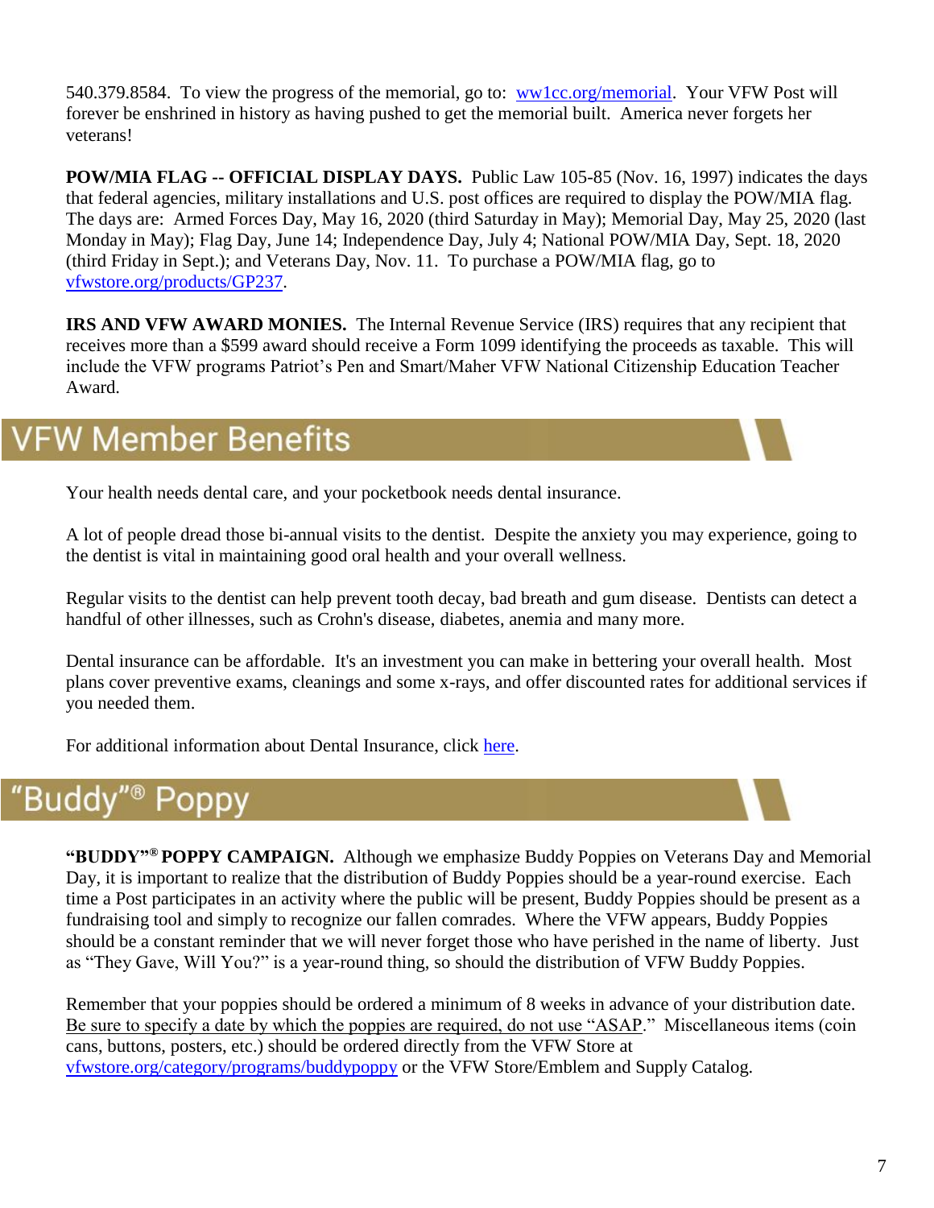540.379.8584. To view the progress of the memorial, go to: [ww1cc.org/memorial](ww1cc.org/memorial). Your VFW Post will forever be enshrined in history as having pushed to get the memorial built. America never forgets her veterans!

**POW/MIA FLAG -- OFFICIAL DISPLAY DAYS.** Public Law 105-85 (Nov. 16, 1997) indicates the days that federal agencies, military installations and U.S. post offices are required to display the POW/MIA flag. The days are: Armed Forces Day, May 16, 2020 (third Saturday in May); Memorial Day, May 25, 2020 (last Monday in May); Flag Day, June 14; Independence Day, July 4; National POW/MIA Day, Sept. 18, 2020 (third Friday in Sept.); and Veterans Day, Nov. 11. To purchase a POW/MIA flag, go to [vfwstore.org/products/GP237](vfwstore.org/products/GP237).

**IRS AND VFW AWARD MONIES.** The Internal Revenue Service (IRS) requires that any recipient that receives more than a $599 award should receive a Form 1099 identifying the proceeds as taxable. This will include the VFW programs Patriot's Pen and Smart/Maher VFW National Citizenship Education Teacher Award.

# VFW Member Benefits

Your health needs dental care, and your pocketbook needs dental insurance.

A lot of people dread those bi-annual visits to the dentist. Despite the anxiety you may experience, going to the dentist is vital in maintaining good oral health and your overall wellness.

Regular visits to the dentist can help prevent tooth decay, bad breath and gum disease. Dentists can detect a handful of other illnesses, such as Crohn's disease, diabetes, anemia and many more.

Dental insurance can be affordable. It's an investment you can make in bettering your overall health. Most plans cover preventive exams, cleanings and some x-rays, and offer discounted rates for additional services if you needed them.

For additional information about Dental Insurance, click here.

# "Buddy"® Poppy

**"BUDDY"® POPPY CAMPAIGN.** Although we emphasize Buddy Poppies on Veterans Day and Memorial Day, it is important to realize that the distribution of Buddy Poppies should be a year-round exercise. Each time a Post participates in an activity where the public will be present, Buddy Poppies should be present as a fundraising tool and simply to recognize our fallen comrades. Where the VFW appears, Buddy Poppies should be a constant reminder that we will never forget those who have perished in the name of liberty. Just as "They Gave, Will You?" is a year-round thing, so should the distribution of VFW Buddy Poppies.

Remember that your poppies should be ordered a minimum of 8 weeks in advance of your distribution date. Be sure to specify a date by which the poppies are required, do not use "ASAP." Miscellaneous items (coin cans, buttons, posters, etc.) should be ordered directly from the VFW Store at [vfwstore.org/category/programs/buddypoppy](vfwstore.org/category/programs/buddypoppy) or the VFW Store/Emblem and Supply Catalog.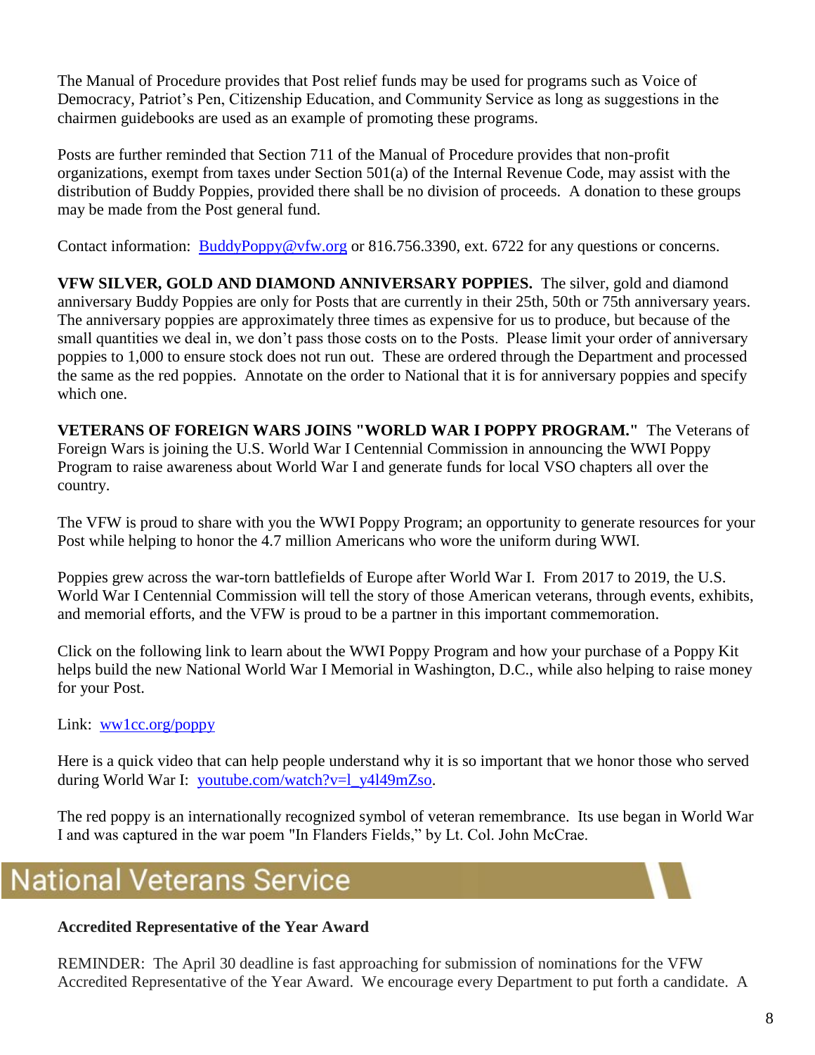The Manual of Procedure provides that Post relief funds may be used for programs such as Voice of Democracy, Patriot's Pen, Citizenship Education, and Community Service as long as suggestions in the chairmen guidebooks are used as an example of promoting these programs.

Posts are further reminded that Section 711 of the Manual of Procedure provides that non-profit organizations, exempt from taxes under Section 501(a) of the Internal Revenue Code, may assist with the distribution of Buddy Poppies, provided there shall be no division of proceeds. A donation to these groups may be made from the Post general fund.

Contact information: [BuddyPoppy@vfw.org](mailto:BuddyPoppy@vfw.org) or 816.756.3390, ext. 6722 for any questions or concerns.

**VFW SILVER, GOLD AND DIAMOND ANNIVERSARY POPPIES.** The silver, gold and diamond anniversary Buddy Poppies are only for Posts that are currently in their 25th, 50th or 75th anniversary years. The anniversary poppies are approximately three times as expensive for us to produce, but because of the small quantities we deal in, we don't pass those costs on to the Posts. Please limit your order of anniversary poppies to 1,000 to ensure stock does not run out. These are ordered through the Department and processed the same as the red poppies. Annotate on the order to National that it is for anniversary poppies and specify which one.

**VETERANS OF FOREIGN WARS JOINS "WORLD WAR I POPPY PROGRAM."** The Veterans of Foreign Wars is joining the U.S. World War I Centennial Commission in announcing the WWI Poppy Program to raise awareness about World War I and generate funds for local VSO chapters all over the country.

The VFW is proud to share with you the WWI Poppy Program; an opportunity to generate resources for your Post while helping to honor the 4.7 million Americans who wore the uniform during WWI.

Poppies grew across the war-torn battlefields of Europe after World War I. From 2017 to 2019, the U.S. World War I Centennial Commission will tell the story of those American veterans, through events, exhibits, and memorial efforts, and the VFW is proud to be a partner in this important commemoration.

Click on the following link to learn about the WWI Poppy Program and how your purchase of a Poppy Kit helps build the new National World War I Memorial in Washington, D.C., while also helping to raise money for your Post.

Link: [ww1cc.org/poppy](http://ww1cc.org/poppy)

Here is a quick video that can help people understand why it is so important that we honor those who served during World War I: [youtube.com/watch?v=l_y4l49mZso](https://youtube.com/watch?v=l_y4l49mZso).

The red poppy is an internationally recognized symbol of veteran remembrance. Its use began in World War I and was captured in the war poem "In Flanders Fields," by Lt. Col. John McCrae.

# National Veterans Service

**Accredited Representative of the Year Award**

REMINDER: The April 30 deadline is fast approaching for submission of nominations for the VFW Accredited Representative of the Year Award. We encourage every Department to put forth a candidate. A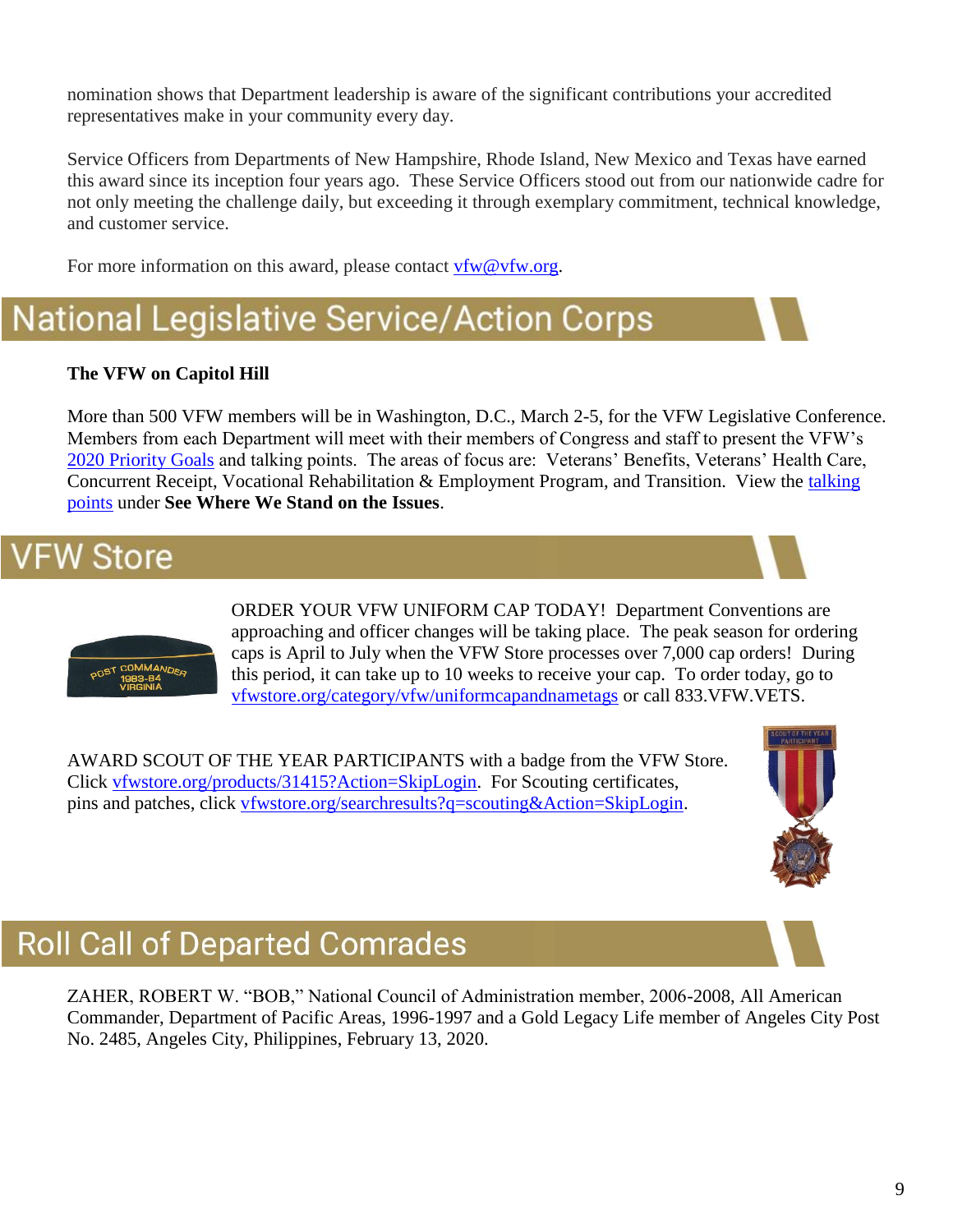nomination shows that Department leadership is aware of the significant contributions your accredited representatives make in your community every day.

Service Officers from Departments of New Hampshire, Rhode Island, New Mexico and Texas have earned this award since its inception four years ago. These Service Officers stood out from our nationwide cadre for not only meeting the challenge daily, but exceeding it through exemplary commitment, technical knowledge, and customer service.

For more information on this award, please contact vfw@vfw.org.

# National Legislative Service/Action Corps

**The VFW on Capitol Hill**

More than 500 VFW members will be in Washington, D.C., March 2-5, for the VFW Legislative Conference. Members from each Department will meet with their members of Congress and staff to present the VFW's 2020 Priority Goals and talking points. The areas of focus are: Veterans' Benefits, Veterans' Health Care, Concurrent Receipt, Vocational Rehabilitation & Employment Program, and Transition. View the talking points under **See Where We Stand on the Issues**.

# VFW Store

ORDER YOUR VFW UNIFORM CAP TODAY! Department Conventions are approaching and officer changes will be taking place. The peak season for ordering caps is April to July when the VFW Store processes over 7,000 cap orders! During this period, it can take up to 10 weeks to receive your cap. To order today, go to vfwstore.org/category/vfw/uniformcapandnametags or call 833.VFW.VETS.

AWARD SCOUT OF THE YEAR PARTICIPANTS with a badge from the VFW Store. Click vfwstore.org/products/31415?Action=SkipLogin. For Scouting certificates, pins and patches, click vfwstore.org/searchresults?q=scouting&Action=SkipLogin.

# Roll Call of Departed Comrades

ZAHER, ROBERT W. "BOB," National Council of Administration member, 2006-2008, All American Commander, Department of Pacific Areas, 1996-1997 and a Gold Legacy Life member of Angeles City Post No. 2485, Angeles City, Philippines, February 13, 2020.